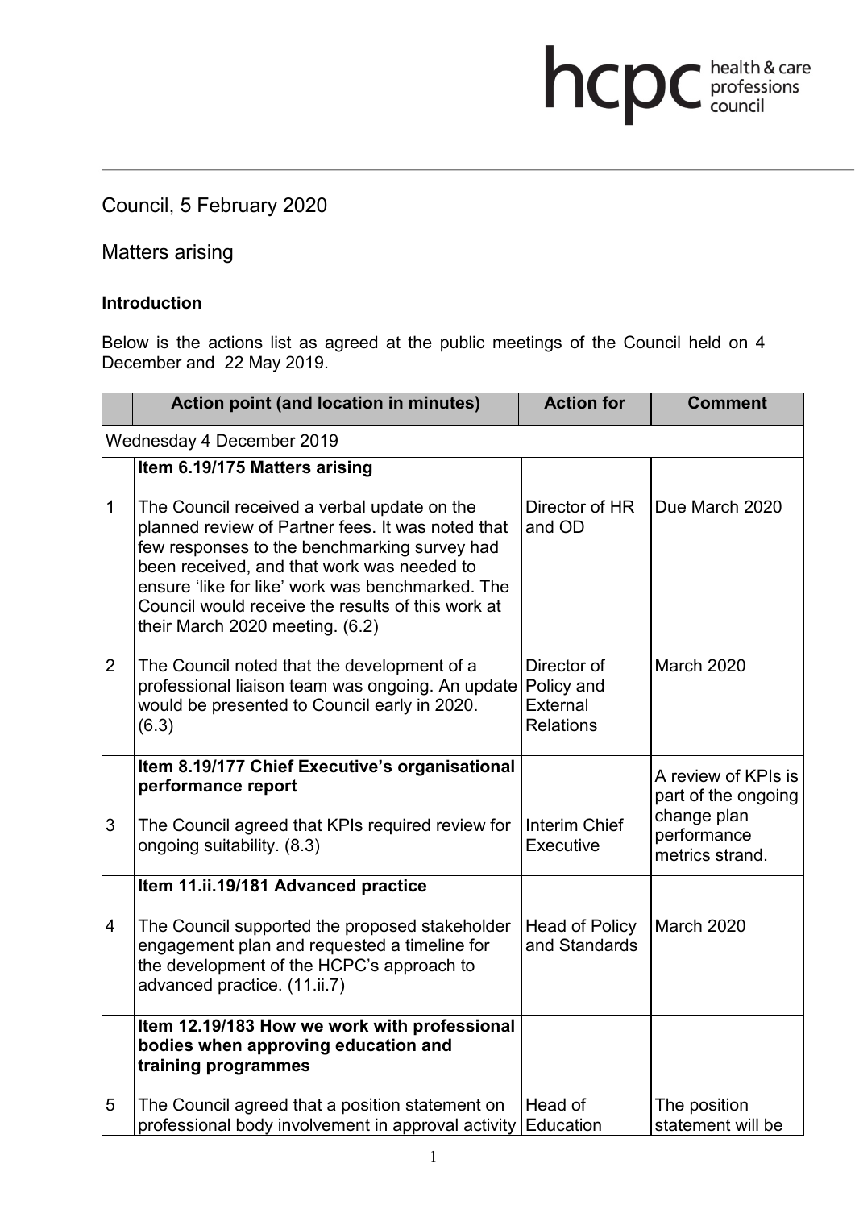Council, 5 February 2020

Matters arising

**Introduction**

Below is the actions list as agreed at the public meetings of the Council held on 4 December and 22 May 2019.

| | Action point (and location in minutes) | Action for | Comment |
|---|---|---|---|
| Wednesday 4 December 2019 | | | |
| | **Item 6.19/175 Matters arising** | | |
| 1 | The Council received a verbal update on the planned review of Partner fees. It was noted that few responses to the benchmarking survey had been received, and that work was needed to ensure 'like for like' work was benchmarked. The Council would receive the results of this work at their March 2020 meeting. (6.2) | Director of HR and OD | Due March 2020 |
| 2 | The Council noted that the development of a professional liaison team was ongoing. An update would be presented to Council early in 2020. (6.3) | Director of Policy and External Relations | March 2020 |
| | **Item 8.19/177 Chief Executive's organisational performance report** | | |
| 3 | The Council agreed that KPIs required review for ongoing suitability. (8.3) | Interim Chief Executive | A review of KPIs is part of the ongoing change plan performance metrics strand. |
| | **Item 11.ii.19/181 Advanced practice** | | |
| 4 | The Council supported the proposed stakeholder engagement plan and requested a timeline for the development of the HCPC's approach to advanced practice. (11.ii.7) | Head of Policy and Standards | March 2020 |
| | **Item 12.19/183 How we work with professional bodies when approving education and training programmes** | | |
| 5 | The Council agreed that a position statement on professional body involvement in approval activity | Head of Education | The position statement will be |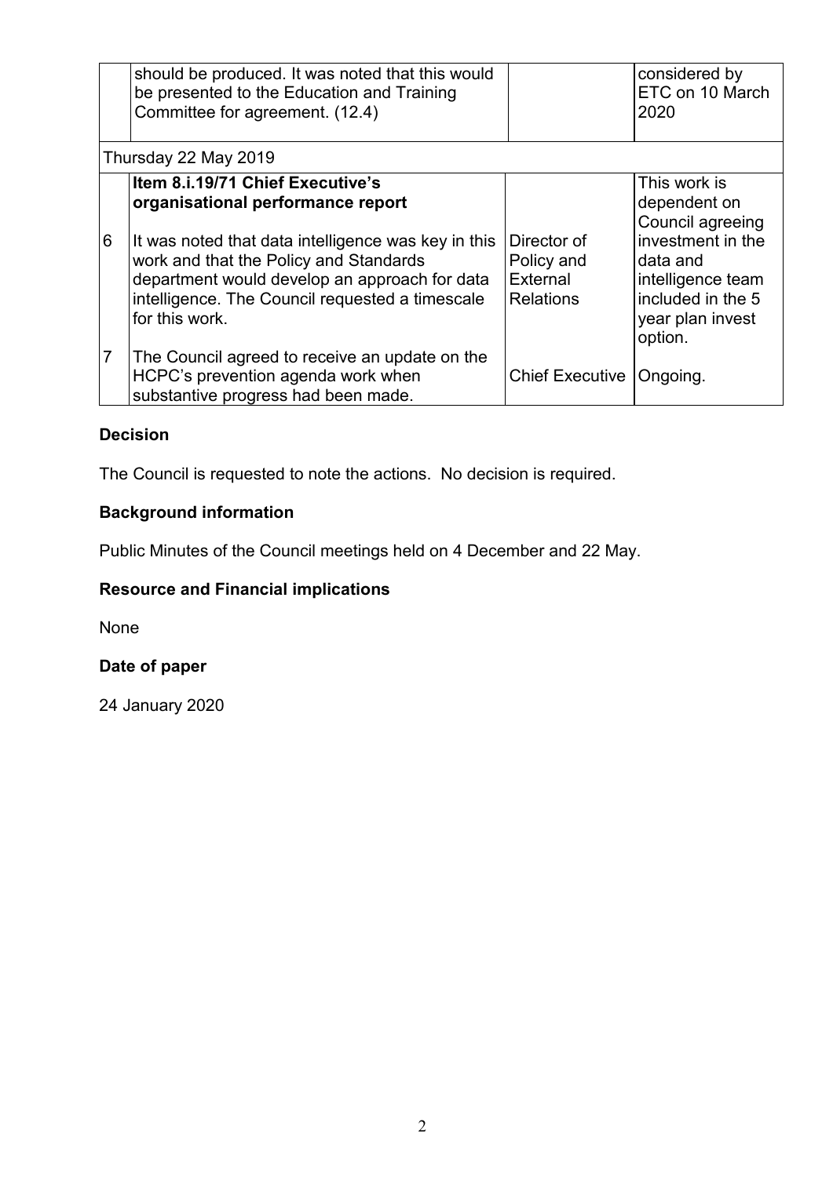| | | | |
|---|---|---|---|
| | should be produced. It was noted that this would be presented to the Education and Training Committee for agreement. (12.4) | | considered by ETC on 10 March 2020 |
| Thursday 22 May 2019 | | | |
| | **Item 8.i.19/71 Chief Executive's organisational performance report** | | |
| 6 | It was noted that data intelligence was key in this work and that the Policy and Standards department would develop an approach for data intelligence. The Council requested a timescale for this work. | Director of Policy and External Relations | This work is dependent on Council agreeing investment in the data and intelligence team included in the 5 year plan invest option. |
| 7 | The Council agreed to receive an update on the HCPC's prevention agenda work when substantive progress had been made. | Chief Executive | Ongoing. |

**Decision**

The Council is requested to note the actions. No decision is required.

**Background information**

Public Minutes of the Council meetings held on 4 December and 22 May.

**Resource and Financial implications**

None

**Date of paper**

24 January 2020